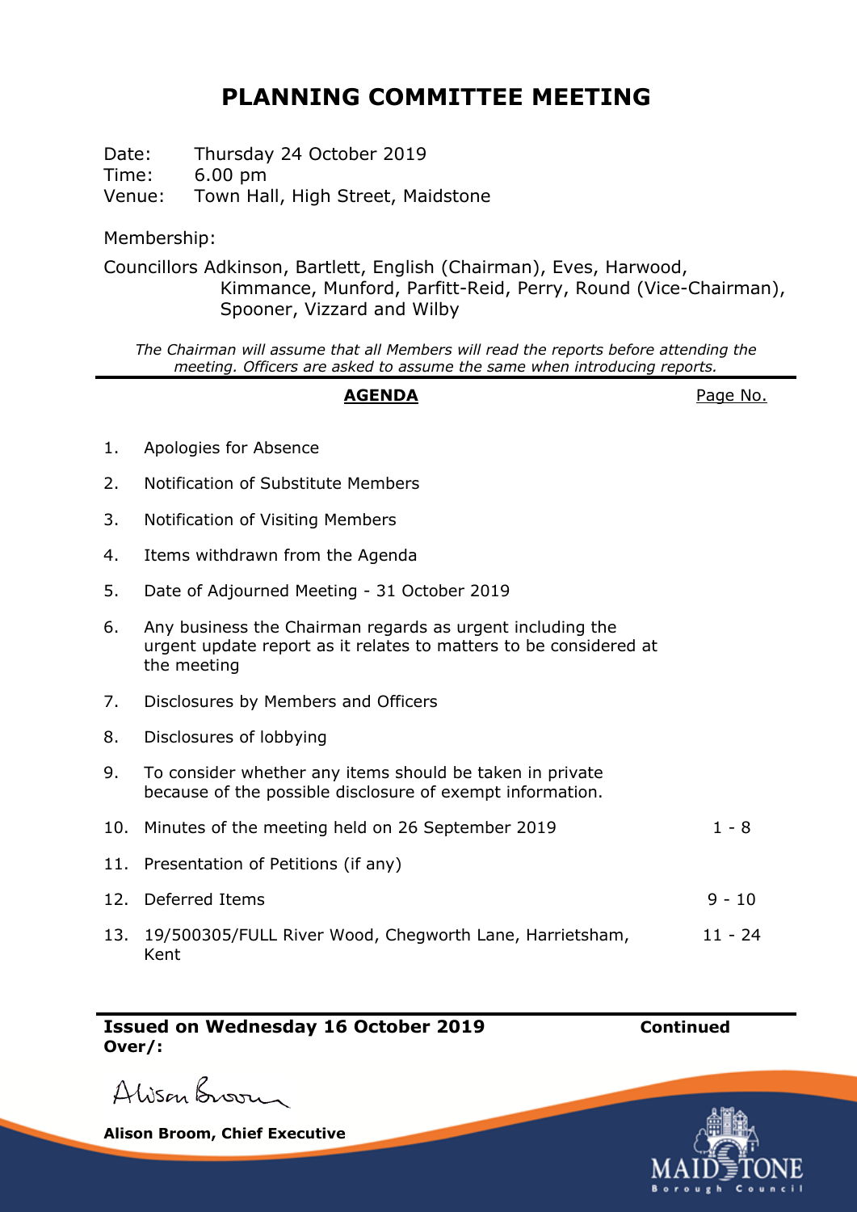# PLANNING COMMITTEE MEETING

Date: Thursday 24 October 2019
Time: 6.00 pm
Venue: Town Hall, High Street, Maidstone

Membership:

Councillors Adkinson, Bartlett, English (Chairman), Eves, Harwood, Kimmance, Munford, Parfitt-Reid, Perry, Round (Vice-Chairman), Spooner, Vizzard and Wilby

*The Chairman will assume that all Members will read the reports before attending the meeting. Officers are asked to assume the same when introducing reports.*

| | **AGENDA** | Page No. |
|---|---|---|
| 1. | Apologies for Absence | |
| 2. | Notification of Substitute Members | |
| 3. | Notification of Visiting Members | |
| 4. | Items withdrawn from the Agenda | |
| 5. | Date of Adjourned Meeting - 31 October 2019 | |
| 6. | Any business the Chairman regards as urgent including the urgent update report as it relates to matters to be considered at the meeting | |
| 7. | Disclosures by Members and Officers | |
| 8. | Disclosures of lobbying | |
| 9. | To consider whether any items should be taken in private because of the possible disclosure of exempt information. | |
| 10. | Minutes of the meeting held on 26 September 2019 | 1 - 8 |
| 11. | Presentation of Petitions (if any) | |
| 12. | Deferred Items | 9 - 10 |
| 13. | 19/500305/FULL River Wood, Chegworth Lane, Harrietsham, Kent | 11 - 24 |

**Issued on Wednesday 16 October 2019** **Continued Over/:**

Alison Broom

**Alison Broom, Chief Executive**

MAIDSTONE Borough Council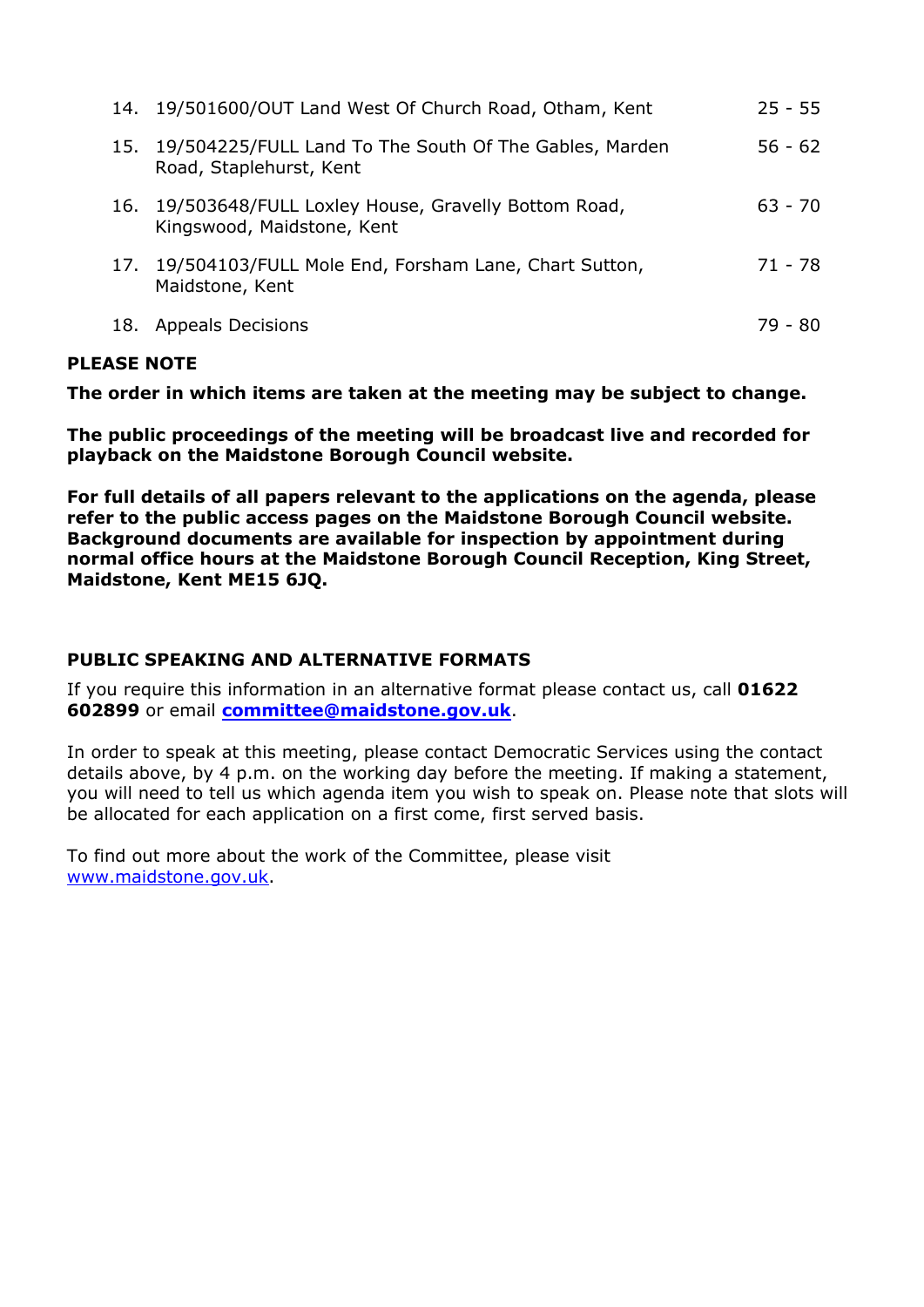| | | |
|---|---|---|
| 14. | 19/501600/OUT Land West Of Church Road, Otham, Kent | 25 - 55 |
| 15. | 19/504225/FULL Land To The South Of The Gables, Marden Road, Staplehurst, Kent | 56 - 62 |
| 16. | 19/503648/FULL Loxley House, Gravelly Bottom Road, Kingswood, Maidstone, Kent | 63 - 70 |
| 17. | 19/504103/FULL Mole End, Forsham Lane, Chart Sutton, Maidstone, Kent | 71 - 78 |
| 18. | Appeals Decisions | 79 - 80 |

**PLEASE NOTE**

**The order in which items are taken at the meeting may be subject to change.**

**The public proceedings of the meeting will be broadcast live and recorded for playback on the Maidstone Borough Council website.**

**For full details of all papers relevant to the applications on the agenda, please refer to the public access pages on the Maidstone Borough Council website. Background documents are available for inspection by appointment during normal office hours at the Maidstone Borough Council Reception, King Street, Maidstone, Kent ME15 6JQ.**

**PUBLIC SPEAKING AND ALTERNATIVE FORMATS**

If you require this information in an alternative format please contact us, call **01622 602899** or email **committee@maidstone.gov.uk**.

In order to speak at this meeting, please contact Democratic Services using the contact details above, by 4 p.m. on the working day before the meeting. If making a statement, you will need to tell us which agenda item you wish to speak on. Please note that slots will be allocated for each application on a first come, first served basis.

To find out more about the work of the Committee, please visit www.maidstone.gov.uk.